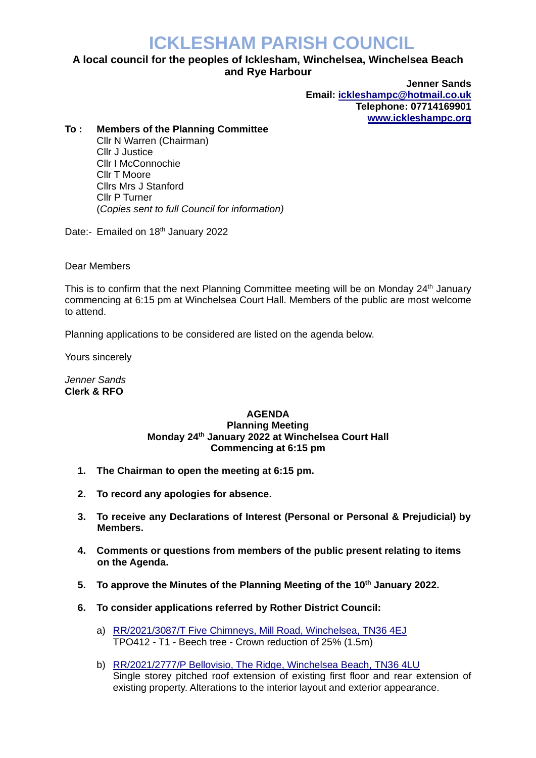# ICKLESHAM PARISH COUNCIL

**A local council for the peoples of Icklesham, Winchelsea, Winchelsea Beach and Rye Harbour**

**Jenner Sands**
**Email: [ickleshampc@hotmail.co.uk](mailto:ickleshampc@hotmail.co.uk)**
**Telephone: 07714169901**
**[www.ickleshampc.org](http://www.ickleshampc.org)**

**To : Members of the Planning Committee**
Cllr N Warren (Chairman)
Cllr J Justice
Cllr I McConnochie
Cllr T Moore
Cllrs Mrs J Stanford
Cllr P Turner
(*Copies sent to full Council for information)*

Date:- Emailed on 18th January 2022

Dear Members

This is to confirm that the next Planning Committee meeting will be on Monday 24th January commencing at 6:15 pm at Winchelsea Court Hall. Members of the public are most welcome to attend.

Planning applications to be considered are listed on the agenda below.

Yours sincerely

*Jenner Sands*
**Clerk & RFO**

**AGENDA**
**Planning Meeting**
**Monday 24th January 2022 at Winchelsea Court Hall**
**Commencing at 6:15 pm**

1. **The Chairman to open the meeting at 6:15 pm.**

2. **To record any apologies for absence.**

3. **To receive any Declarations of Interest (Personal or Personal & Prejudicial) by Members.**

4. **Comments or questions from members of the public present relating to items on the Agenda.**

5. **To approve the Minutes of the Planning Meeting of the 10th January 2022.**

6. **To consider applications referred by Rother District Council:**

   a) RR/2021/3087/T Five Chimneys, Mill Road, Winchelsea, TN36 4EJ
   TPO412 - T1 - Beech tree - Crown reduction of 25% (1.5m)

   b) RR/2021/2777/P Bellovisio, The Ridge, Winchelsea Beach, TN36 4LU
   Single storey pitched roof extension of existing first floor and rear extension of existing property. Alterations to the interior layout and exterior appearance.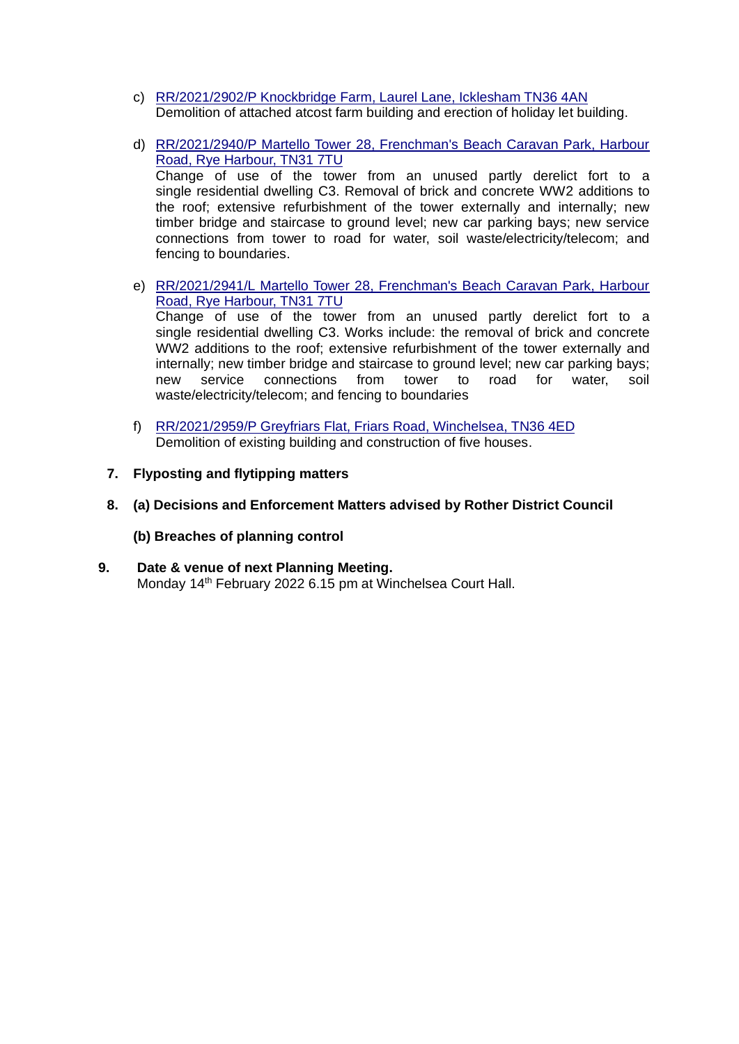c) RR/2021/2902/P Knockbridge Farm, Laurel Lane, Icklesham TN36 4AN
Demolition of attached atcost farm building and erection of holiday let building.

d) RR/2021/2940/P Martello Tower 28, Frenchman's Beach Caravan Park, Harbour Road, Rye Harbour, TN31 7TU
Change of use of the tower from an unused partly derelict fort to a single residential dwelling C3. Removal of brick and concrete WW2 additions to the roof; extensive refurbishment of the tower externally and internally; new timber bridge and staircase to ground level; new car parking bays; new service connections from tower to road for water, soil waste/electricity/telecom; and fencing to boundaries.

e) RR/2021/2941/L Martello Tower 28, Frenchman's Beach Caravan Park, Harbour Road, Rye Harbour, TN31 7TU
Change of use of the tower from an unused partly derelict fort to a single residential dwelling C3. Works include: the removal of brick and concrete WW2 additions to the roof; extensive refurbishment of the tower externally and internally; new timber bridge and staircase to ground level; new car parking bays; new service connections from tower to road for water, soil waste/electricity/telecom; and fencing to boundaries

f) RR/2021/2959/P Greyfriars Flat, Friars Road, Winchelsea, TN36 4ED
Demolition of existing building and construction of five houses.

**7. Flyposting and flytipping matters**

**8. (a) Decisions and Enforcement Matters advised by Rother District Council**

**(b) Breaches of planning control**

**9. Date & venue of next Planning Meeting.**
Monday 14th February 2022 6.15 pm at Winchelsea Court Hall.